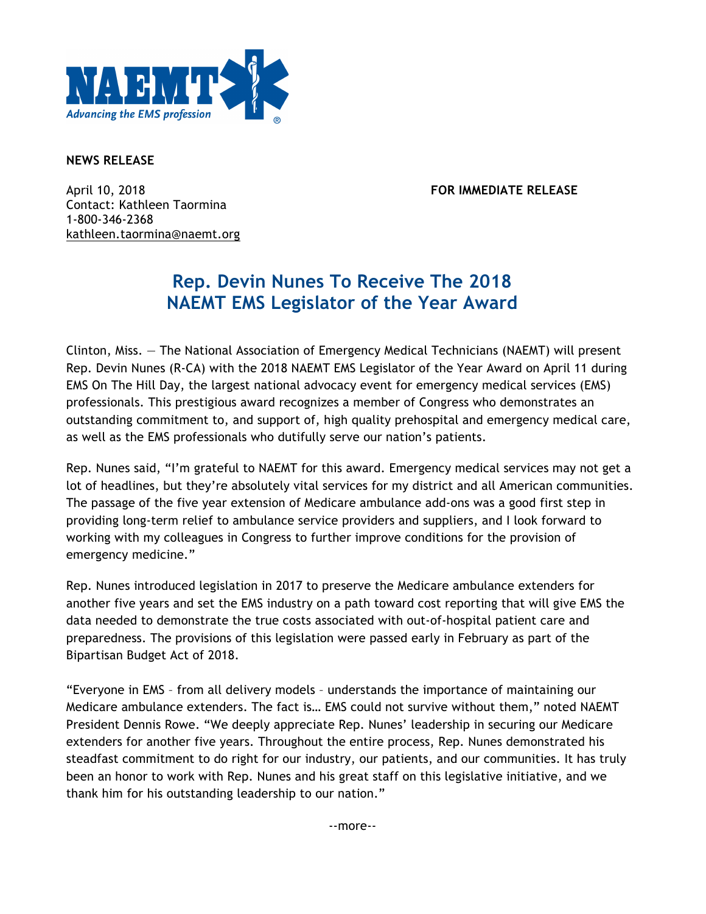NAEMT

*Advancing the EMS profession*

**NEWS RELEASE**

April 10, 2018
Contact: Kathleen Taormina
1-800-346-2368
kathleen.taormina@naemt.org

**FOR IMMEDIATE RELEASE**

# Rep. Devin Nunes To Receive The 2018 NAEMT EMS Legislator of the Year Award

Clinton, Miss. — The National Association of Emergency Medical Technicians (NAEMT) will present Rep. Devin Nunes (R-CA) with the 2018 NAEMT EMS Legislator of the Year Award on April 11 during EMS On The Hill Day, the largest national advocacy event for emergency medical services (EMS) professionals. This prestigious award recognizes a member of Congress who demonstrates an outstanding commitment to, and support of, high quality prehospital and emergency medical care, as well as the EMS professionals who dutifully serve our nation's patients.

Rep. Nunes said, "I'm grateful to NAEMT for this award. Emergency medical services may not get a lot of headlines, but they're absolutely vital services for my district and all American communities. The passage of the five year extension of Medicare ambulance add-ons was a good first step in providing long-term relief to ambulance service providers and suppliers, and I look forward to working with my colleagues in Congress to further improve conditions for the provision of emergency medicine."

Rep. Nunes introduced legislation in 2017 to preserve the Medicare ambulance extenders for another five years and set the EMS industry on a path toward cost reporting that will give EMS the data needed to demonstrate the true costs associated with out-of-hospital patient care and preparedness. The provisions of this legislation were passed early in February as part of the Bipartisan Budget Act of 2018.

"Everyone in EMS – from all delivery models – understands the importance of maintaining our Medicare ambulance extenders. The fact is… EMS could not survive without them," noted NAEMT President Dennis Rowe. "We deeply appreciate Rep. Nunes' leadership in securing our Medicare extenders for another five years. Throughout the entire process, Rep. Nunes demonstrated his steadfast commitment to do right for our industry, our patients, and our communities. It has truly been an honor to work with Rep. Nunes and his great staff on this legislative initiative, and we thank him for his outstanding leadership to our nation."

--more--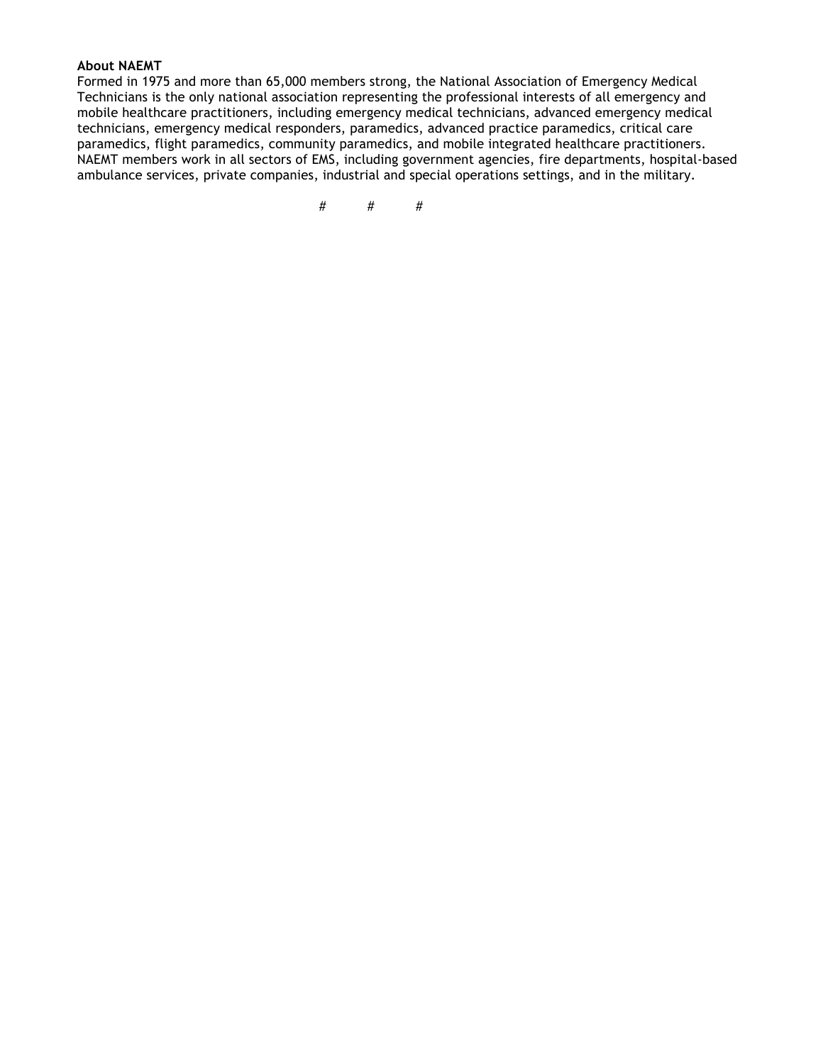**About NAEMT**

Formed in 1975 and more than 65,000 members strong, the National Association of Emergency Medical Technicians is the only national association representing the professional interests of all emergency and mobile healthcare practitioners, including emergency medical technicians, advanced emergency medical technicians, emergency medical responders, paramedics, advanced practice paramedics, critical care paramedics, flight paramedics, community paramedics, and mobile integrated healthcare practitioners. NAEMT members work in all sectors of EMS, including government agencies, fire departments, hospital-based ambulance services, private companies, industrial and special operations settings, and in the military.

# # #